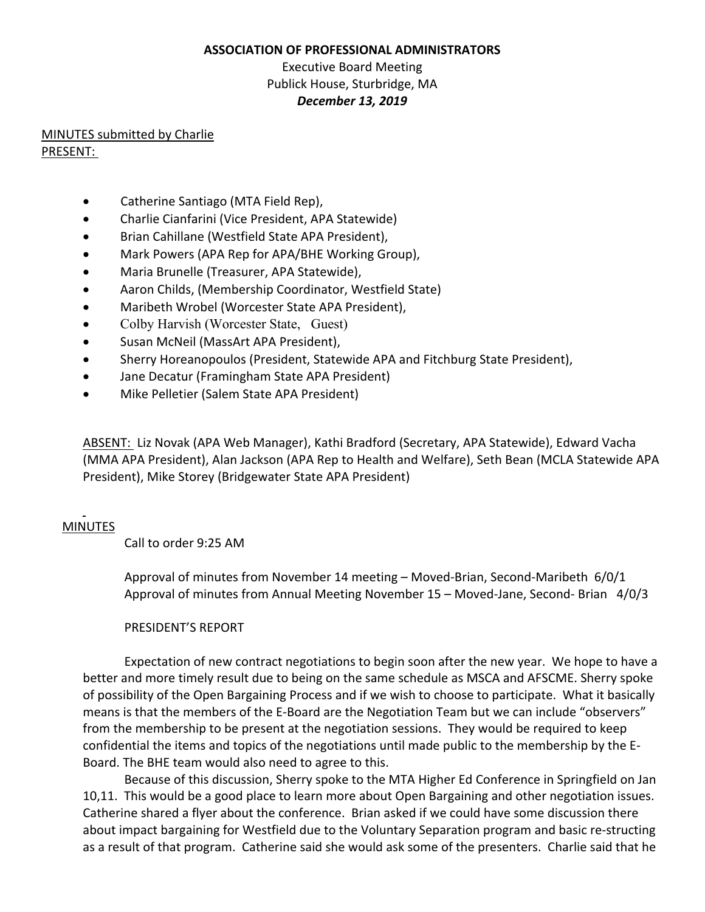**ASSOCIATION OF PROFESSIONAL ADMINISTRATORS**

Executive Board Meeting

Publick House, Sturbridge, MA

***December 13, 2019***

MINUTES submitted by Charlie

PRESENT:

- Catherine Santiago (MTA Field Rep),
- Charlie Cianfarini (Vice President, APA Statewide)
- Brian Cahillane (Westfield State APA President),
- Mark Powers (APA Rep for APA/BHE Working Group),
- Maria Brunelle (Treasurer, APA Statewide),
- Aaron Childs, (Membership Coordinator, Westfield State)
- Maribeth Wrobel (Worcester State APA President),
- Colby Harvish (Worcester State, Guest)
- Susan McNeil (MassArt APA President),
- Sherry Horeanopoulos (President, Statewide APA and Fitchburg State President),
- Jane Decatur (Framingham State APA President)
- Mike Pelletier (Salem State APA President)

ABSENT: Liz Novak (APA Web Manager), Kathi Bradford (Secretary, APA Statewide), Edward Vacha (MMA APA President), Alan Jackson (APA Rep to Health and Welfare), Seth Bean (MCLA Statewide APA President), Mike Storey (Bridgewater State APA President)

MINUTES

Call to order 9:25 AM

Approval of minutes from November 14 meeting – Moved-Brian, Second-Maribeth 6/0/1

Approval of minutes from Annual Meeting November 15 – Moved-Jane, Second- Brian 4/0/3

PRESIDENT'S REPORT

Expectation of new contract negotiations to begin soon after the new year. We hope to have a better and more timely result due to being on the same schedule as MSCA and AFSCME. Sherry spoke of possibility of the Open Bargaining Process and if we wish to choose to participate. What it basically means is that the members of the E-Board are the Negotiation Team but we can include "observers" from the membership to be present at the negotiation sessions. They would be required to keep confidential the items and topics of the negotiations until made public to the membership by the E-Board. The BHE team would also need to agree to this.

Because of this discussion, Sherry spoke to the MTA Higher Ed Conference in Springfield on Jan 10,11. This would be a good place to learn more about Open Bargaining and other negotiation issues. Catherine shared a flyer about the conference. Brian asked if we could have some discussion there about impact bargaining for Westfield due to the Voluntary Separation program and basic re-structing as a result of that program. Catherine said she would ask some of the presenters. Charlie said that he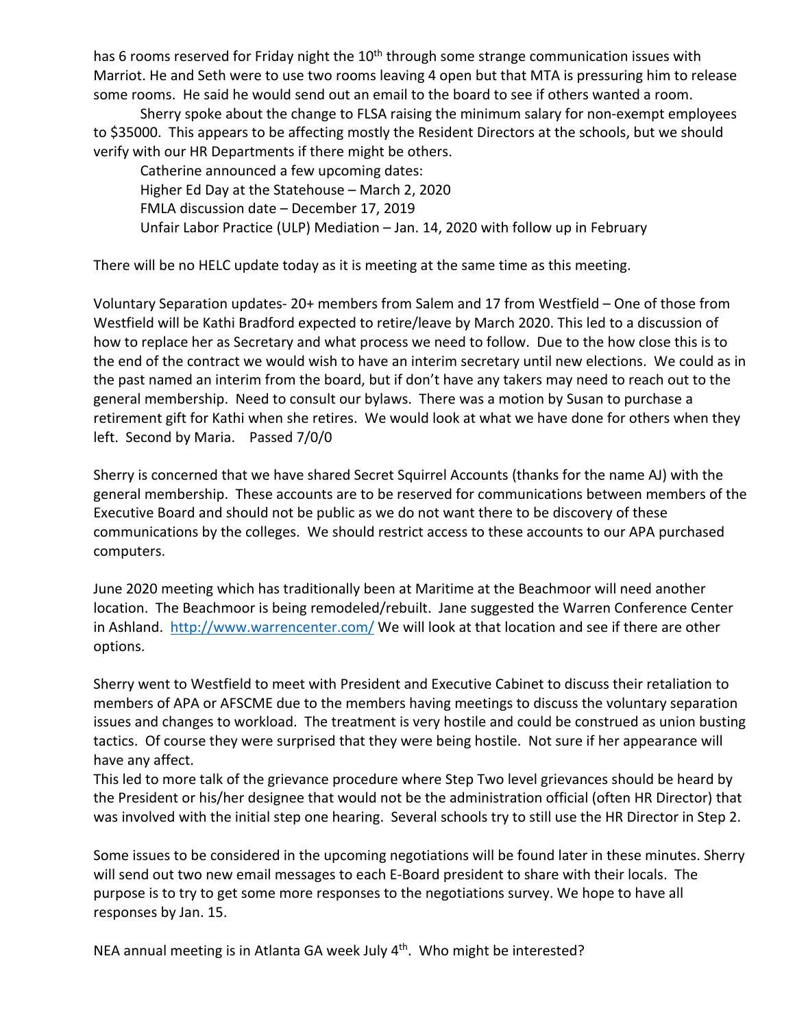has 6 rooms reserved for Friday night the 10th through some strange communication issues with Marriot. He and Seth were to use two rooms leaving 4 open but that MTA is pressuring him to release some rooms. He said he would send out an email to the board to see if others wanted a room.

Sherry spoke about the change to FLSA raising the minimum salary for non-exempt employees to $35000. This appears to be affecting mostly the Resident Directors at the schools, but we should verify with our HR Departments if there might be others.

Catherine announced a few upcoming dates:

Higher Ed Day at the Statehouse – March 2, 2020

FMLA discussion date – December 17, 2019

Unfair Labor Practice (ULP) Mediation – Jan. 14, 2020 with follow up in February

There will be no HELC update today as it is meeting at the same time as this meeting.

Voluntary Separation updates- 20+ members from Salem and 17 from Westfield – One of those from Westfield will be Kathi Bradford expected to retire/leave by March 2020. This led to a discussion of how to replace her as Secretary and what process we need to follow. Due to the how close this is to the end of the contract we would wish to have an interim secretary until new elections. We could as in the past named an interim from the board, but if don't have any takers may need to reach out to the general membership. Need to consult our bylaws. There was a motion by Susan to purchase a retirement gift for Kathi when she retires. We would look at what we have done for others when they left. Second by Maria. Passed 7/0/0

Sherry is concerned that we have shared Secret Squirrel Accounts (thanks for the name AJ) with the general membership. These accounts are to be reserved for communications between members of the Executive Board and should not be public as we do not want there to be discovery of these communications by the colleges. We should restrict access to these accounts to our APA purchased computers.

June 2020 meeting which has traditionally been at Maritime at the Beachmoor will need another location. The Beachmoor is being remodeled/rebuilt. Jane suggested the Warren Conference Center in Ashland. http://www.warrencenter.com/ We will look at that location and see if there are other options.

Sherry went to Westfield to meet with President and Executive Cabinet to discuss their retaliation to members of APA or AFSCME due to the members having meetings to discuss the voluntary separation issues and changes to workload. The treatment is very hostile and could be construed as union busting tactics. Of course they were surprised that they were being hostile. Not sure if her appearance will have any affect.

This led to more talk of the grievance procedure where Step Two level grievances should be heard by the President or his/her designee that would not be the administration official (often HR Director) that was involved with the initial step one hearing. Several schools try to still use the HR Director in Step 2.

Some issues to be considered in the upcoming negotiations will be found later in these minutes. Sherry will send out two new email messages to each E-Board president to share with their locals. The purpose is to try to get some more responses to the negotiations survey. We hope to have all responses by Jan. 15.

NEA annual meeting is in Atlanta GA week July 4th. Who might be interested?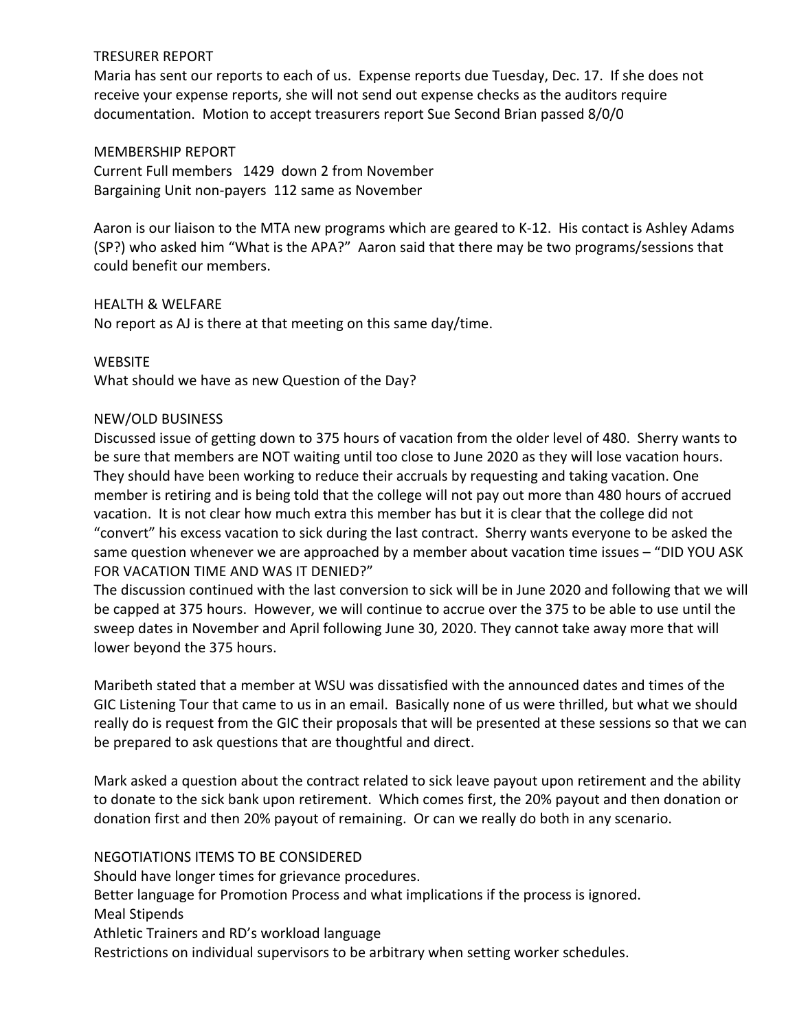## TRESURER REPORT

Maria has sent our reports to each of us. Expense reports due Tuesday, Dec. 17. If she does not receive your expense reports, she will not send out expense checks as the auditors require documentation. Motion to accept treasurers report Sue Second Brian passed 8/0/0

## MEMBERSHIP REPORT

Current Full members 1429 down 2 from November
Bargaining Unit non-payers 112 same as November

Aaron is our liaison to the MTA new programs which are geared to K-12. His contact is Ashley Adams (SP?) who asked him "What is the APA?" Aaron said that there may be two programs/sessions that could benefit our members.

## HEALTH & WELFARE

No report as AJ is there at that meeting on this same day/time.

## WEBSITE

What should we have as new Question of the Day?

## NEW/OLD BUSINESS

Discussed issue of getting down to 375 hours of vacation from the older level of 480. Sherry wants to be sure that members are NOT waiting until too close to June 2020 as they will lose vacation hours. They should have been working to reduce their accruals by requesting and taking vacation. One member is retiring and is being told that the college will not pay out more than 480 hours of accrued vacation. It is not clear how much extra this member has but it is clear that the college did not "convert" his excess vacation to sick during the last contract. Sherry wants everyone to be asked the same question whenever we are approached by a member about vacation time issues – "DID YOU ASK FOR VACATION TIME AND WAS IT DENIED?"
The discussion continued with the last conversion to sick will be in June 2020 and following that we will be capped at 375 hours. However, we will continue to accrue over the 375 to be able to use until the sweep dates in November and April following June 30, 2020. They cannot take away more that will lower beyond the 375 hours.

Maribeth stated that a member at WSU was dissatisfied with the announced dates and times of the GIC Listening Tour that came to us in an email. Basically none of us were thrilled, but what we should really do is request from the GIC their proposals that will be presented at these sessions so that we can be prepared to ask questions that are thoughtful and direct.

Mark asked a question about the contract related to sick leave payout upon retirement and the ability to donate to the sick bank upon retirement. Which comes first, the 20% payout and then donation or donation first and then 20% payout of remaining. Or can we really do both in any scenario.

## NEGOTIATIONS ITEMS TO BE CONSIDERED

Should have longer times for grievance procedures.
Better language for Promotion Process and what implications if the process is ignored.
Meal Stipends
Athletic Trainers and RD's workload language
Restrictions on individual supervisors to be arbitrary when setting worker schedules.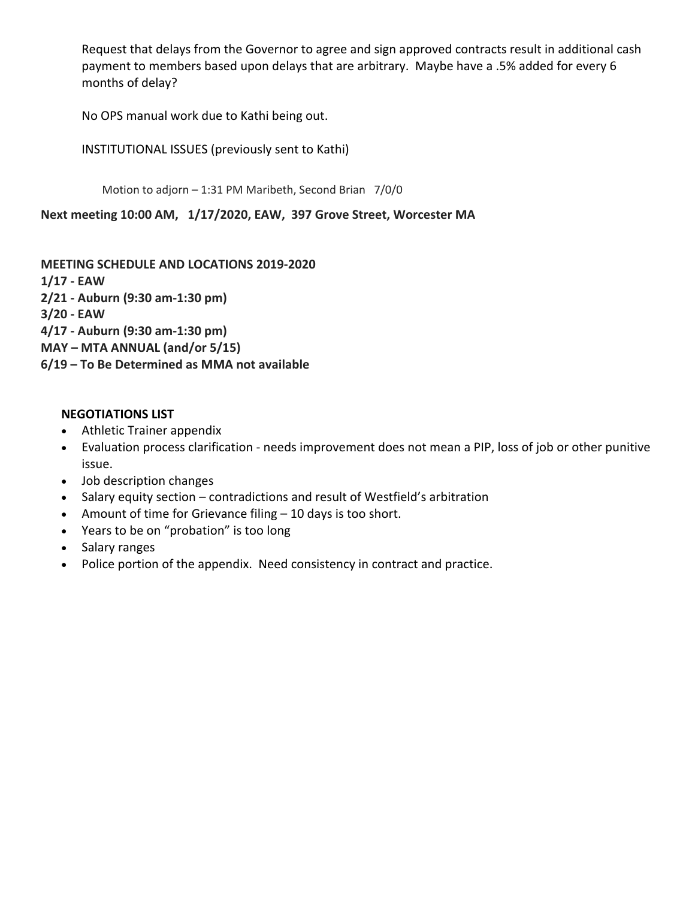Request that delays from the Governor to agree and sign approved contracts result in additional cash payment to members based upon delays that are arbitrary. Maybe have a .5% added for every 6 months of delay?

No OPS manual work due to Kathi being out.

INSTITUTIONAL ISSUES (previously sent to Kathi)

Motion to adjorn – 1:31 PM Maribeth, Second Brian 7/0/0

**Next meeting 10:00 AM, 1/17/2020, EAW, 397 Grove Street, Worcester MA**

**MEETING SCHEDULE AND LOCATIONS 2019-2020**

**1/17 - EAW**
**2/21 - Auburn (9:30 am-1:30 pm)**
**3/20 - EAW**
**4/17 - Auburn (9:30 am-1:30 pm)**
**MAY – MTA ANNUAL (and/or 5/15)**
**6/19 – To Be Determined as MMA not available**

**NEGOTIATIONS LIST**

- Athletic Trainer appendix
- Evaluation process clarification - needs improvement does not mean a PIP, loss of job or other punitive issue.
- Job description changes
- Salary equity section – contradictions and result of Westfield's arbitration
- Amount of time for Grievance filing – 10 days is too short.
- Years to be on "probation" is too long
- Salary ranges
- Police portion of the appendix. Need consistency in contract and practice.